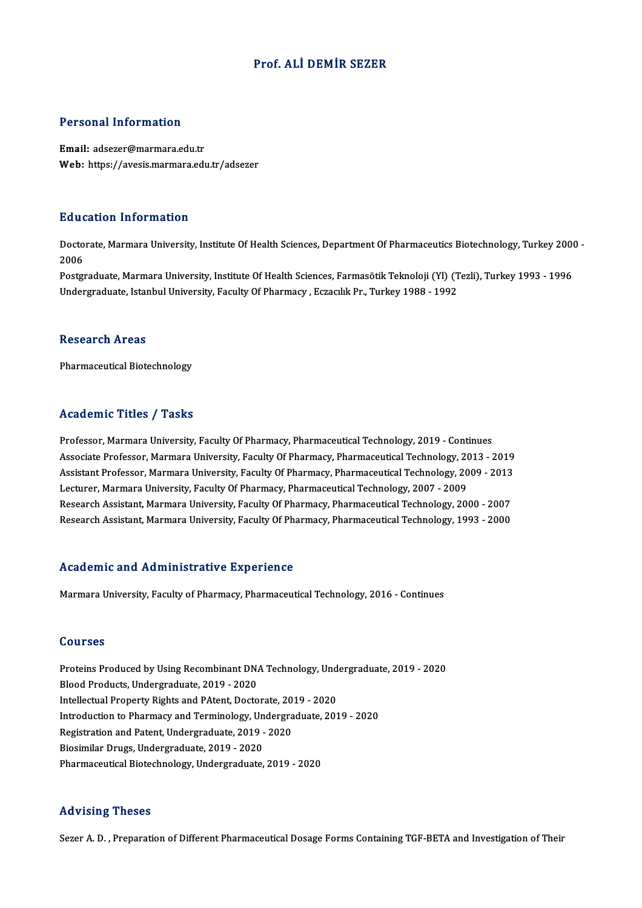# Prof. ALİ DEMİR SEZER

## Personal Information

**Email:** adsezer@marmara.edu.tr
**Web:** https://avesis.marmara.edu.tr/adsezer

## Education Information

Doctorate, Marmara University, Institute Of Health Sciences, Department Of Pharmaceutics Biotechnology, Turkey 2000 - 2006
Postgraduate, Marmara University, Institute Of Health Sciences, Farmasötik Teknoloji (Yl) (Tezli), Turkey 1993 - 1996
Undergraduate, Istanbul University, Faculty Of Pharmacy , Eczacılık Pr., Turkey 1988 - 1992

## Research Areas

Pharmaceutical Biotechnology

## Academic Titles / Tasks

Professor, Marmara University, Faculty Of Pharmacy, Pharmaceutical Technology, 2019 - Continues
Associate Professor, Marmara University, Faculty Of Pharmacy, Pharmaceutical Technology, 2013 - 2019
Assistant Professor, Marmara University, Faculty Of Pharmacy, Pharmaceutical Technology, 2009 - 2013
Lecturer, Marmara University, Faculty Of Pharmacy, Pharmaceutical Technology, 2007 - 2009
Research Assistant, Marmara University, Faculty Of Pharmacy, Pharmaceutical Technology, 2000 - 2007
Research Assistant, Marmara University, Faculty Of Pharmacy, Pharmaceutical Technology, 1993 - 2000

## Academic and Administrative Experience

Marmara University, Faculty of Pharmacy, Pharmaceutical Technology, 2016 - Continues

## Courses

Proteins Produced by Using Recombinant DNA Technology, Undergraduate, 2019 - 2020
Blood Products, Undergraduate, 2019 - 2020
Intellectual Property Rights and PAtent, Doctorate, 2019 - 2020
Introduction to Pharmacy and Terminology, Undergraduate, 2019 - 2020
Registration and Patent, Undergraduate, 2019 - 2020
Biosimilar Drugs, Undergraduate, 2019 - 2020
Pharmaceutical Biotechnology, Undergraduate, 2019 - 2020

## Advising Theses

Sezer A. D. , Preparation of Different Pharmaceutical Dosage Forms Containing TGF-BETA and Investigation of Their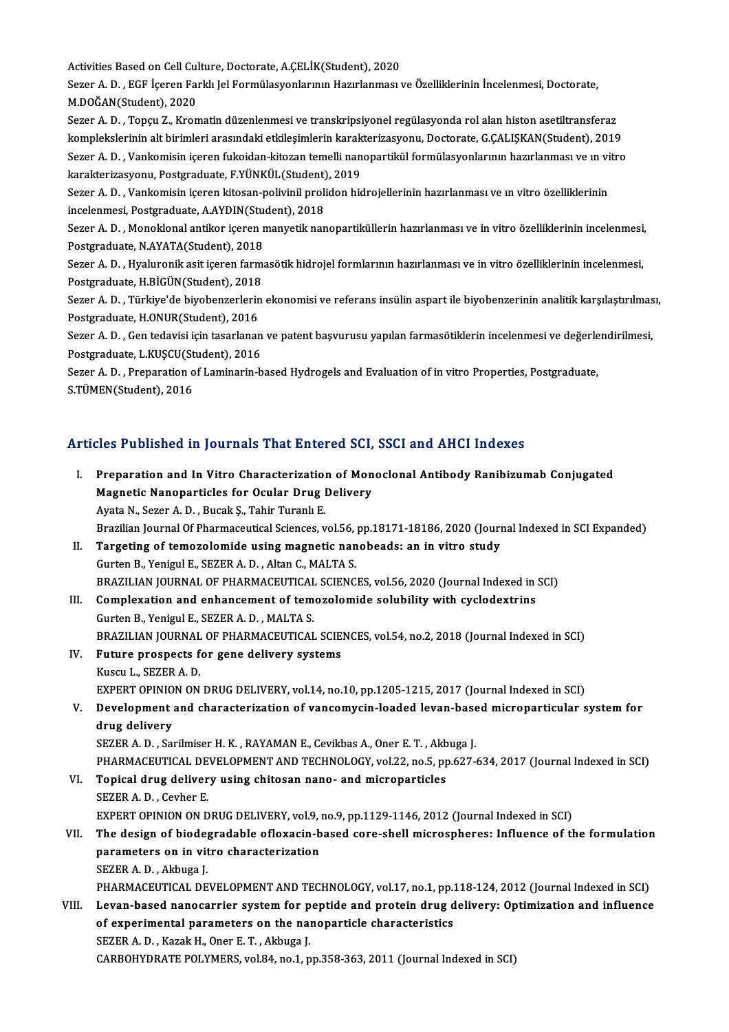Activities Based on Cell Culture, Doctorate, A.ÇELİK(Student), 2020

Sezer A. D. , EGF İçeren Farklı Jel Formülasyonlarının Hazırlanması ve Özelliklerinin İncelenmesi, Doctorate, M.DOĞAN(Student), 2020

Sezer A. D. , Topçu Z., Kromatin düzenlenmesi ve transkripsiyonel regülasyonda rol alan histon asetiltransferaz komplekslerinin alt birimleri arasındaki etkileşimlerin karakterizasyonu, Doctorate, G.ÇALIŞKAN(Student), 2019

Sezer A. D. , Vankomisin içeren fukoidan-kitozan temelli nanopartikül formülasyonlarının hazırlanması ve ın vitro karakterizasyonu, Postgraduate, F.YÜNKÜL(Student), 2019

Sezer A. D. , Vankomisin içeren kitosan-polivinil prolidon hidrojellerinin hazırlanması ve ın vitro özelliklerinin incelenmesi, Postgraduate, A.AYDIN(Student), 2018

Sezer A. D. , Monoklonal antikor içeren manyetik nanopartiküllerin hazırlanması ve in vitro özelliklerinin incelenmesi, Postgraduate, N.AYATA(Student), 2018

Sezer A. D. , Hyaluronik asit içeren farmasötik hidrojel formlarının hazırlanması ve in vitro özelliklerinin incelenmesi, Postgraduate, H.BİGÜN(Student), 2018

Sezer A. D. , Türkiye'de biyobenzerlerin ekonomisi ve referans insülin aspart ile biyobenzerinin analitik karşılaştırılması, Postgraduate, H.ONUR(Student), 2016

Sezer A. D. , Gen tedavisi için tasarlanan ve patent başvurusu yapılan farmasötiklerin incelenmesi ve değerlendirilmesi, Postgraduate, L.KUŞCU(Student), 2016

Sezer A. D. , Preparation of Laminarin-based Hydrogels and Evaluation of in vitro Properties, Postgraduate, S.TÜMEN(Student), 2016

## Articles Published in Journals That Entered SCI, SSCI and AHCI Indexes

I. **Preparation and In Vitro Characterization of Monoclonal Antibody Ranibizumab Conjugated Magnetic Nanoparticles for Ocular Drug Delivery**
Ayata N., Sezer A. D. , Bucak Ş., Tahir Turanlı E.
Brazilian Journal Of Pharmaceutical Sciences, vol.56, pp.18171-18186, 2020 (Journal Indexed in SCI Expanded)

II. **Targeting of temozolomide using magnetic nanobeads: an in vitro study**
Gurten B., Yenigul E., SEZER A. D. , Altan C., MALTA S.
BRAZILIAN JOURNAL OF PHARMACEUTICAL SCIENCES, vol.56, 2020 (Journal Indexed in SCI)

III. **Complexation and enhancement of temozolomide solubility with cyclodextrins**
Gurten B., Yenigul E., SEZER A. D. , MALTA S.
BRAZILIAN JOURNAL OF PHARMACEUTICAL SCIENCES, vol.54, no.2, 2018 (Journal Indexed in SCI)

IV. **Future prospects for gene delivery systems**
Kuscu L., SEZER A. D.
EXPERT OPINION ON DRUG DELIVERY, vol.14, no.10, pp.1205-1215, 2017 (Journal Indexed in SCI)

V. **Development and characterization of vancomycin-loaded levan-based microparticular system for drug delivery**
SEZER A. D. , Sarilmiser H. K. , RAYAMAN E., Cevikbas A., Oner E. T. , Akbuga J.
PHARMACEUTICAL DEVELOPMENT AND TECHNOLOGY, vol.22, no.5, pp.627-634, 2017 (Journal Indexed in SCI)

VI. **Topical drug delivery using chitosan nano- and microparticles**
SEZER A. D. , Cevher E.
EXPERT OPINION ON DRUG DELIVERY, vol.9, no.9, pp.1129-1146, 2012 (Journal Indexed in SCI)

VII. **The design of biodegradable ofloxacin-based core-shell microspheres: Influence of the formulation parameters on in vitro characterization**
SEZER A. D. , Akbuga J.
PHARMACEUTICAL DEVELOPMENT AND TECHNOLOGY, vol.17, no.1, pp.118-124, 2012 (Journal Indexed in SCI)

VIII. **Levan-based nanocarrier system for peptide and protein drug delivery: Optimization and influence of experimental parameters on the nanoparticle characteristics**
SEZER A. D. , Kazak H., Oner E. T. , Akbuga J.
CARBOHYDRATE POLYMERS, vol.84, no.1, pp.358-363, 2011 (Journal Indexed in SCI)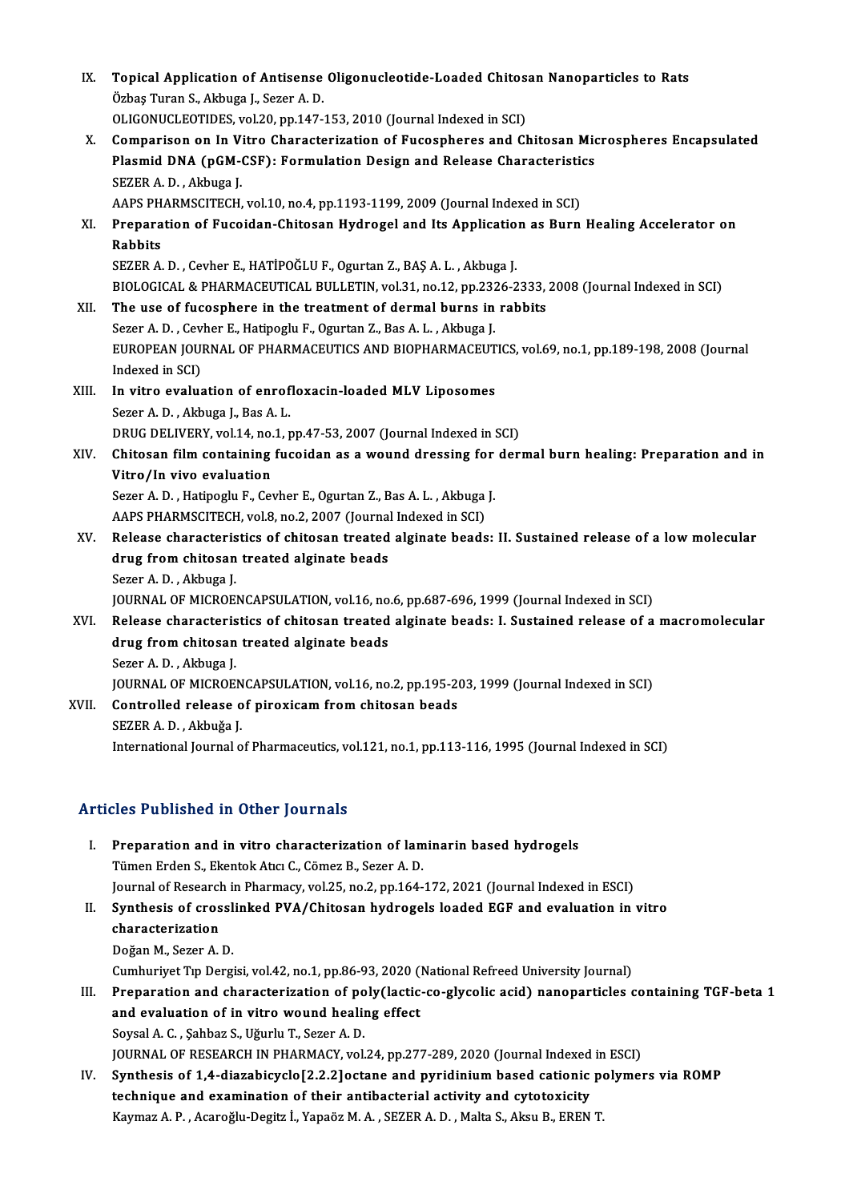IX. **Topical Application of Antisense Oligonucleotide-Loaded Chitosan Nanoparticles to Rats**
Özbaş Turan S., Akbuga J., Sezer A. D.
OLIGONUCLEOTIDES, vol.20, pp.147-153, 2010 (Journal Indexed in SCI)

X. **Comparison on In Vitro Characterization of Fucospheres and Chitosan Microspheres Encapsulated Plasmid DNA (pGM-CSF): Formulation Design and Release Characteristics**
SEZER A. D. , Akbuga J.
AAPS PHARMSCITECH, vol.10, no.4, pp.1193-1199, 2009 (Journal Indexed in SCI)

XI. **Preparation of Fucoidan-Chitosan Hydrogel and Its Application as Burn Healing Accelerator on Rabbits**
SEZER A. D. , Cevher E., HATİPOĞLU F., Ogurtan Z., BAŞ A. L. , Akbuga J.
BIOLOGICAL & PHARMACEUTICAL BULLETIN, vol.31, no.12, pp.2326-2333, 2008 (Journal Indexed in SCI)

XII. **The use of fucosphere in the treatment of dermal burns in rabbits**
Sezer A. D. , Cevher E., Hatipoglu F., Ogurtan Z., Bas A. L. , Akbuga J.
EUROPEAN JOURNAL OF PHARMACEUTICS AND BIOPHARMACEUTICS, vol.69, no.1, pp.189-198, 2008 (Journal Indexed in SCI)

XIII. **In vitro evaluation of enrofloxacin-loaded MLV Liposomes**
Sezer A. D. , Akbuga J., Bas A. L.
DRUG DELIVERY, vol.14, no.1, pp.47-53, 2007 (Journal Indexed in SCI)

XIV. **Chitosan film containing fucoidan as a wound dressing for dermal burn healing: Preparation and in Vitro/In vivo evaluation**
Sezer A. D. , Hatipoglu F., Cevher E., Ogurtan Z., Bas A. L. , Akbuga J.
AAPS PHARMSCITECH, vol.8, no.2, 2007 (Journal Indexed in SCI)

XV. **Release characteristics of chitosan treated alginate beads: II. Sustained release of a low molecular drug from chitosan treated alginate beads**
Sezer A. D. , Akbuga J.
JOURNAL OF MICROENCAPSULATION, vol.16, no.6, pp.687-696, 1999 (Journal Indexed in SCI)

XVI. **Release characteristics of chitosan treated alginate beads: I. Sustained release of a macromolecular drug from chitosan treated alginate beads**
Sezer A. D. , Akbuga J.
JOURNAL OF MICROENCAPSULATION, vol.16, no.2, pp.195-203, 1999 (Journal Indexed in SCI)

XVII. **Controlled release of piroxicam from chitosan beads**
SEZER A. D. , Akbuğa J.
International Journal of Pharmaceutics, vol.121, no.1, pp.113-116, 1995 (Journal Indexed in SCI)

## Articles Published in Other Journals

I. **Preparation and in vitro characterization of laminarin based hydrogels**
Tümen Erden S., Ekentok Atıcı C., Cömez B., Sezer A. D.
Journal of Research in Pharmacy, vol.25, no.2, pp.164-172, 2021 (Journal Indexed in ESCI)

II. **Synthesis of crosslinked PVA/Chitosan hydrogels loaded EGF and evaluation in vitro characterization**
Doğan M., Sezer A. D.
Cumhuriyet Tıp Dergisi, vol.42, no.1, pp.86-93, 2020 (National Refreed University Journal)

III. **Preparation and characterization of poly(lactic-co-glycolic acid) nanoparticles containing TGF-beta 1 and evaluation of in vitro wound healing effect**
Soysal A. C. , Şahbaz S., Uğurlu T., Sezer A. D.
JOURNAL OF RESEARCH IN PHARMACY, vol.24, pp.277-289, 2020 (Journal Indexed in ESCI)

IV. **Synthesis of 1,4-diazabicyclo[2.2.2]octane and pyridinium based cationic polymers via ROMP technique and examination of their antibacterial activity and cytotoxicity**
Kaymaz A. P. , Acaroğlu-Degitz İ., Yapaöz M. A. , SEZER A. D. , Malta S., Aksu B., EREN T.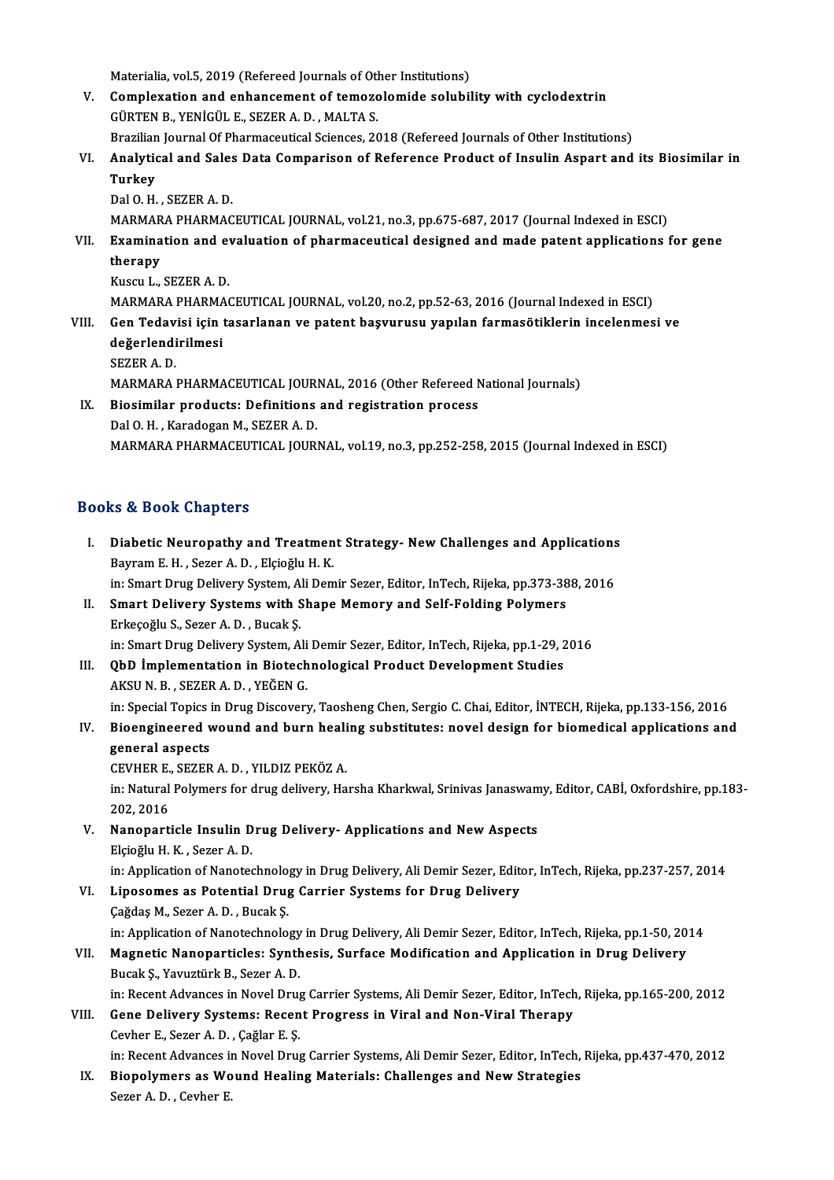Materialia, vol.5, 2019 (Refereed Journals of Other Institutions)

V. **Complexation and enhancement of temozolomide solubility with cyclodextrin**
GÜRTEN B., YENİGÜL E., SEZER A. D. , MALTA S.
Brazilian Journal Of Pharmaceutical Sciences, 2018 (Refereed Journals of Other Institutions)

VI. **Analytical and Sales Data Comparison of Reference Product of Insulin Aspart and its Biosimilar in Turkey**
Dal O. H. , SEZER A. D.
MARMARA PHARMACEUTICAL JOURNAL, vol.21, no.3, pp.675-687, 2017 (Journal Indexed in ESCI)

VII. **Examination and evaluation of pharmaceutical designed and made patent applications for gene therapy**
Kuscu L., SEZER A. D.
MARMARA PHARMACEUTICAL JOURNAL, vol.20, no.2, pp.52-63, 2016 (Journal Indexed in ESCI)

VIII. **Gen Tedavisi için tasarlanan ve patent başvurusu yapılan farmasötiklerin incelenmesi ve değerlendirilmesi**
SEZER A. D.
MARMARA PHARMACEUTICAL JOURNAL, 2016 (Other Refereed National Journals)

IX. **Biosimilar products: Definitions and registration process**
Dal O. H. , Karadogan M., SEZER A. D.
MARMARA PHARMACEUTICAL JOURNAL, vol.19, no.3, pp.252-258, 2015 (Journal Indexed in ESCI)

## Books & Book Chapters

I. **Diabetic Neuropathy and Treatment Strategy- New Challenges and Applications**
Bayram E. H. , Sezer A. D. , Elçioğlu H. K.
in: Smart Drug Delivery System, Ali Demir Sezer, Editor, InTech, Rijeka, pp.373-388, 2016

II. **Smart Delivery Systems with Shape Memory and Self-Folding Polymers**
Erkeçoğlu S., Sezer A. D. , Bucak Ş.
in: Smart Drug Delivery System, Ali Demir Sezer, Editor, InTech, Rijeka, pp.1-29, 2016

III. **QbD İmplementation in Biotechnological Product Development Studies**
AKSU N. B. , SEZER A. D. , YEĞEN G.
in: Special Topics in Drug Discovery, Taosheng Chen, Sergio C. Chai, Editor, İNTECH, Rijeka, pp.133-156, 2016

IV. **Bioengineered wound and burn healing substitutes: novel design for biomedical applications and general aspects**
CEVHER E., SEZER A. D. , YILDIZ PEKÖZ A.
in: Natural Polymers for drug delivery, Harsha Kharkwal, Srinivas Janaswamy, Editor, CABİ, Oxfordshire, pp.183-202, 2016

V. **Nanoparticle Insulin Drug Delivery- Applications and New Aspects**
Elçioğlu H. K. , Sezer A. D.
in: Application of Nanotechnology in Drug Delivery, Ali Demir Sezer, Editor, InTech, Rijeka, pp.237-257, 2014

VI. **Liposomes as Potential Drug Carrier Systems for Drug Delivery**
Çağdaş M., Sezer A. D. , Bucak Ş.
in: Application of Nanotechnology in Drug Delivery, Ali Demir Sezer, Editor, InTech, Rijeka, pp.1-50, 2014

VII. **Magnetic Nanoparticles: Synthesis, Surface Modification and Application in Drug Delivery**
Bucak Ş., Yavuztürk B., Sezer A. D.
in: Recent Advances in Novel Drug Carrier Systems, Ali Demir Sezer, Editor, InTech, Rijeka, pp.165-200, 2012

VIII. **Gene Delivery Systems: Recent Progress in Viral and Non-Viral Therapy**
Cevher E., Sezer A. D. , Çağlar E. Ş.
in: Recent Advances in Novel Drug Carrier Systems, Ali Demir Sezer, Editor, InTech, Rijeka, pp.437-470, 2012

IX. **Biopolymers as Wound Healing Materials: Challenges and New Strategies**
Sezer A. D. , Cevher E.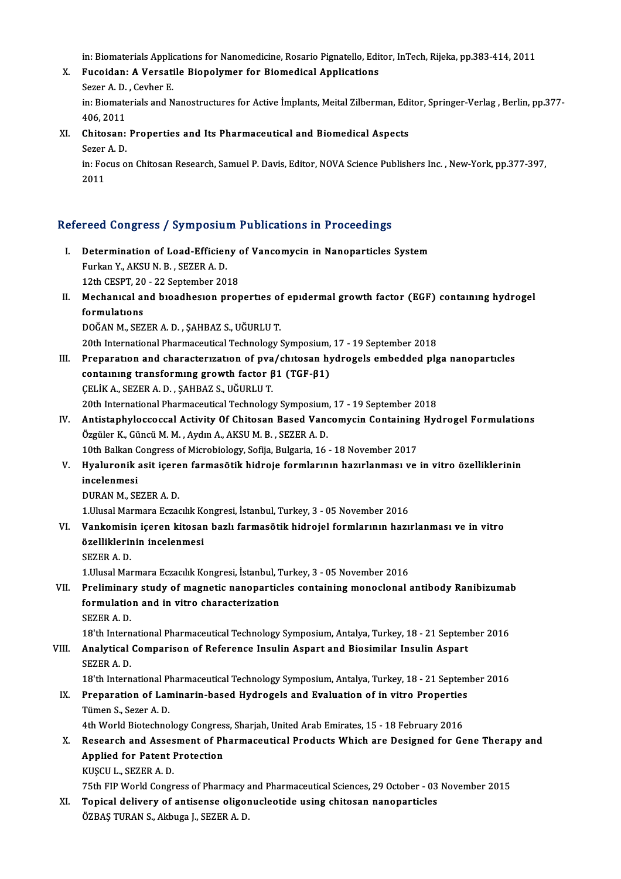in: Biomaterials Applications for Nanomedicine, Rosario Pignatello, Editor, InTech, Rijeka, pp.383-414, 2011

X. **Fucoidan: A Versatile Biopolymer for Biomedical Applications**
Sezer A. D. , Cevher E.
in: Biomaterials and Nanostructures for Active İmplants, Meital Zilberman, Editor, Springer-Verlag , Berlin, pp.377-406, 2011

XI. **Chitosan: Properties and Its Pharmaceutical and Biomedical Aspects**
Sezer A. D.
in: Focus on Chitosan Research, Samuel P. Davis, Editor, NOVA Science Publishers Inc. , New-York, pp.377-397, 2011

## Refereed Congress / Symposium Publications in Proceedings

I. **Determination of Load-Efficieny of Vancomycin in Nanoparticles System**
Furkan Y., AKSU N. B. , SEZER A. D.
12th CESPT, 20 - 22 September 2018

II. **Mechanıcal and bıoadhesıon propertıes of epıdermal growth factor (EGF) contaınıng hydrogel formulatıons**
DOĞAN M., SEZER A. D. , ŞAHBAZ S., UĞURLU T.
20th International Pharmaceutical Technology Symposium, 17 - 19 September 2018

III. **Preparatıon and characterızatıon of pva/chıtosan hydrogels embedded plga nanopartıcles contaınıng transformıng growth factor β1 (TGF-β1)**
ÇELİK A., SEZER A. D. , ŞAHBAZ S., UĞURLU T.
20th International Pharmaceutical Technology Symposium, 17 - 19 September 2018

IV. **Antistaphyloccoccal Activity Of Chitosan Based Vancomycin Containing Hydrogel Formulations**
Özgüler K., Güncü M. M. , Aydın A., AKSU M. B. , SEZER A. D.
10th Balkan Congress of Microbiology, Sofija, Bulgaria, 16 - 18 November 2017

V. **Hyaluronik asit içeren farmasötik hidroje formlarının hazırlanması ve in vitro özelliklerinin incelenmesi**
DURAN M., SEZER A. D.
1.Ulusal Marmara Eczacılık Kongresi, İstanbul, Turkey, 3 - 05 November 2016

VI. **Vankomisin içeren kitosan bazlı farmasötik hidrojel formlarının hazırlanması ve in vitro özelliklerinin incelenmesi**
SEZER A. D.
1.Ulusal Marmara Eczacılık Kongresi, İstanbul, Turkey, 3 - 05 November 2016

VII. **Preliminary study of magnetic nanoparticles containing monoclonal antibody Ranibizumab formulation and in vitro characterization**
SEZER A. D.
18'th International Pharmaceutical Technology Symposium, Antalya, Turkey, 18 - 21 September 2016

VIII. **Analytical Comparison of Reference Insulin Aspart and Biosimilar Insulin Aspart**
SEZER A. D.
18'th International Pharmaceutical Technology Symposium, Antalya, Turkey, 18 - 21 September 2016

IX. **Preparation of Laminarin-based Hydrogels and Evaluation of in vitro Properties**
Tümen S., Sezer A. D.
4th World Biotechnology Congress, Sharjah, United Arab Emirates, 15 - 18 February 2016

X. **Research and Assesment of Pharmaceutical Products Which are Designed for Gene Therapy and Applied for Patent Protection**
KUŞCU L., SEZER A. D.
75th FIP World Congress of Pharmacy and Pharmaceutical Sciences, 29 October - 03 November 2015

XI. **Topical delivery of antisense oligonucleotide using chitosan nanoparticles**
ÖZBAŞ TURAN S., Akbuga J., SEZER A. D.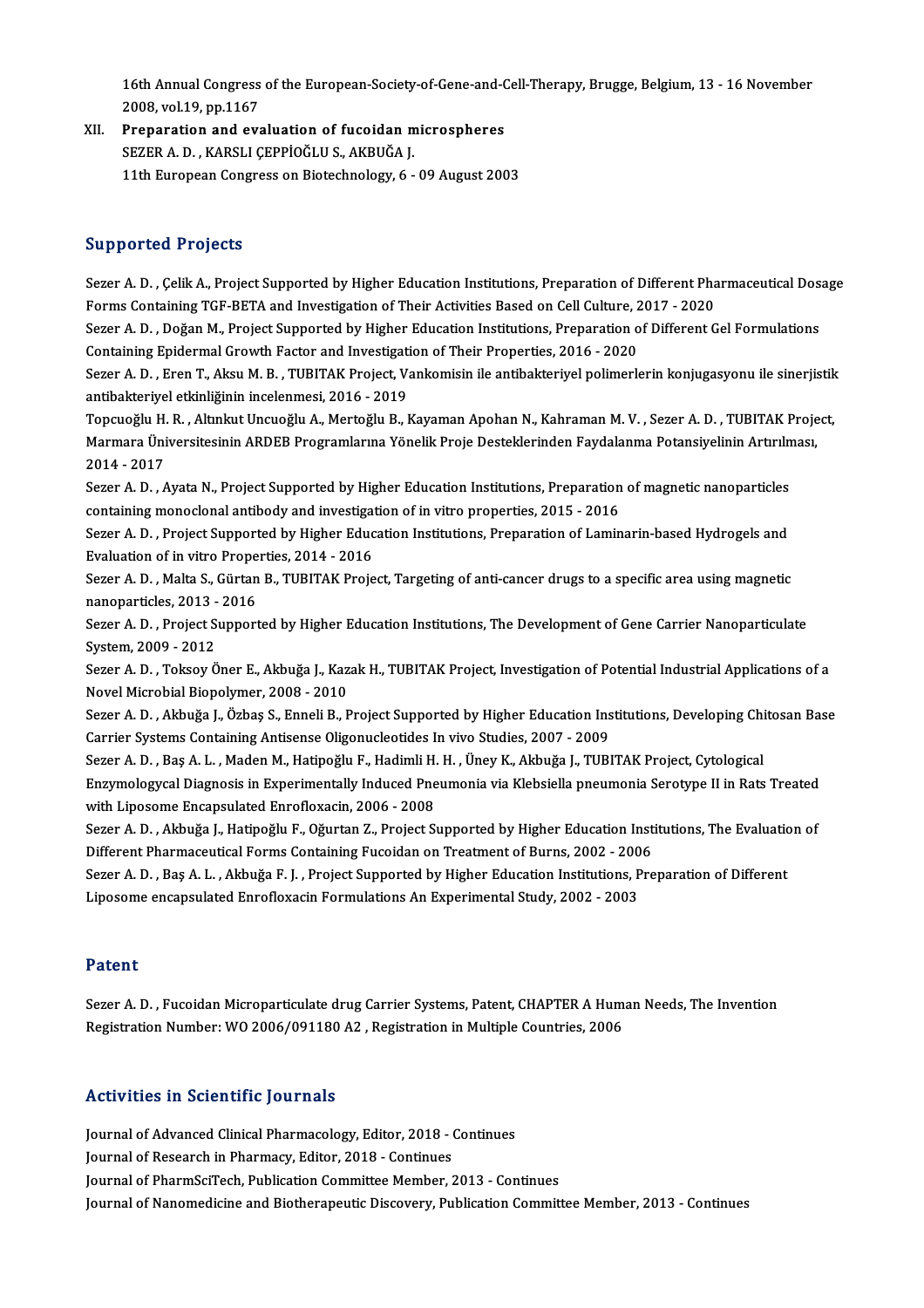16th Annual Congress of the European-Society-of-Gene-and-Cell-Therapy, Brugge, Belgium, 13 - 16 November 2008, vol.19, pp.1167

XII. **Preparation and evaluation of fucoidan microspheres**
SEZER A. D. , KARSLI ÇEPPİOĞLU S., AKBUĞA J.
11th European Congress on Biotechnology, 6 - 09 August 2003

## Supported Projects

Sezer A. D. , Çelik A., Project Supported by Higher Education Institutions, Preparation of Different Pharmaceutical Dosage Forms Containing TGF-BETA and Investigation of Their Activities Based on Cell Culture, 2017 - 2020

Sezer A. D. , Doğan M., Project Supported by Higher Education Institutions, Preparation of Different Gel Formulations Containing Epidermal Growth Factor and Investigation of Their Properties, 2016 - 2020

Sezer A. D. , Eren T., Aksu M. B. , TUBITAK Project, Vankomisin ile antibakteriyel polimerlerin konjugasyonu ile sinerjistik antibakteriyel etkinliğinin incelenmesi, 2016 - 2019

Topcuoğlu H. R. , Altınkut Uncuoğlu A., Mertoğlu B., Kayaman Apohan N., Kahraman M. V. , Sezer A. D. , TUBITAK Project, Marmara Üniversitesinin ARDEB Programlarına Yönelik Proje Desteklerinden Faydalanma Potansiyelinin Artırılması, 2014 - 2017

Sezer A. D. , Ayata N., Project Supported by Higher Education Institutions, Preparation of magnetic nanoparticles containing monoclonal antibody and investigation of in vitro properties, 2015 - 2016

Sezer A. D. , Project Supported by Higher Education Institutions, Preparation of Laminarin-based Hydrogels and Evaluation of in vitro Properties, 2014 - 2016

Sezer A. D. , Malta S., Gürtan B., TUBITAK Project, Targeting of anti-cancer drugs to a specific area using magnetic nanoparticles, 2013 - 2016

Sezer A. D. , Project Supported by Higher Education Institutions, The Development of Gene Carrier Nanoparticulate System, 2009 - 2012

Sezer A. D. , Toksoy Öner E., Akbuğa J., Kazak H., TUBITAK Project, Investigation of Potential Industrial Applications of a Novel Microbial Biopolymer, 2008 - 2010

Sezer A. D. , Akbuğa J., Özbaş S., Enneli B., Project Supported by Higher Education Institutions, Developing Chitosan Base Carrier Systems Containing Antisense Oligonucleotides In vivo Studies, 2007 - 2009

Sezer A. D. , Baş A. L. , Maden M., Hatipoğlu F., Hadimli H. H. , Üney K., Akbuğa J., TUBITAK Project, Cytological Enzymologycal Diagnosis in Experimentally Induced Pneumonia via Klebsiella pneumonia Serotype II in Rats Treated with Liposome Encapsulated Enrofloxacin, 2006 - 2008

Sezer A. D. , Akbuğa J., Hatipoğlu F., Oğurtan Z., Project Supported by Higher Education Institutions, The Evaluation of Different Pharmaceutical Forms Containing Fucoidan on Treatment of Burns, 2002 - 2006

Sezer A. D. , Baş A. L. , Akbuğa F. J. , Project Supported by Higher Education Institutions, Preparation of Different Liposome encapsulated Enrofloxacin Formulations An Experimental Study, 2002 - 2003

## Patent

Sezer A. D. , Fucoidan Microparticulate drug Carrier Systems, Patent, CHAPTER A Human Needs, The Invention Registration Number: WO 2006/091180 A2 , Registration in Multiple Countries, 2006

## Activities in Scientific Journals

Journal of Advanced Clinical Pharmacology, Editor, 2018 - Continues
Journal of Research in Pharmacy, Editor, 2018 - Continues
Journal of PharmSciTech, Publication Committee Member, 2013 - Continues
Journal of Nanomedicine and Biotherapeutic Discovery, Publication Committee Member, 2013 - Continues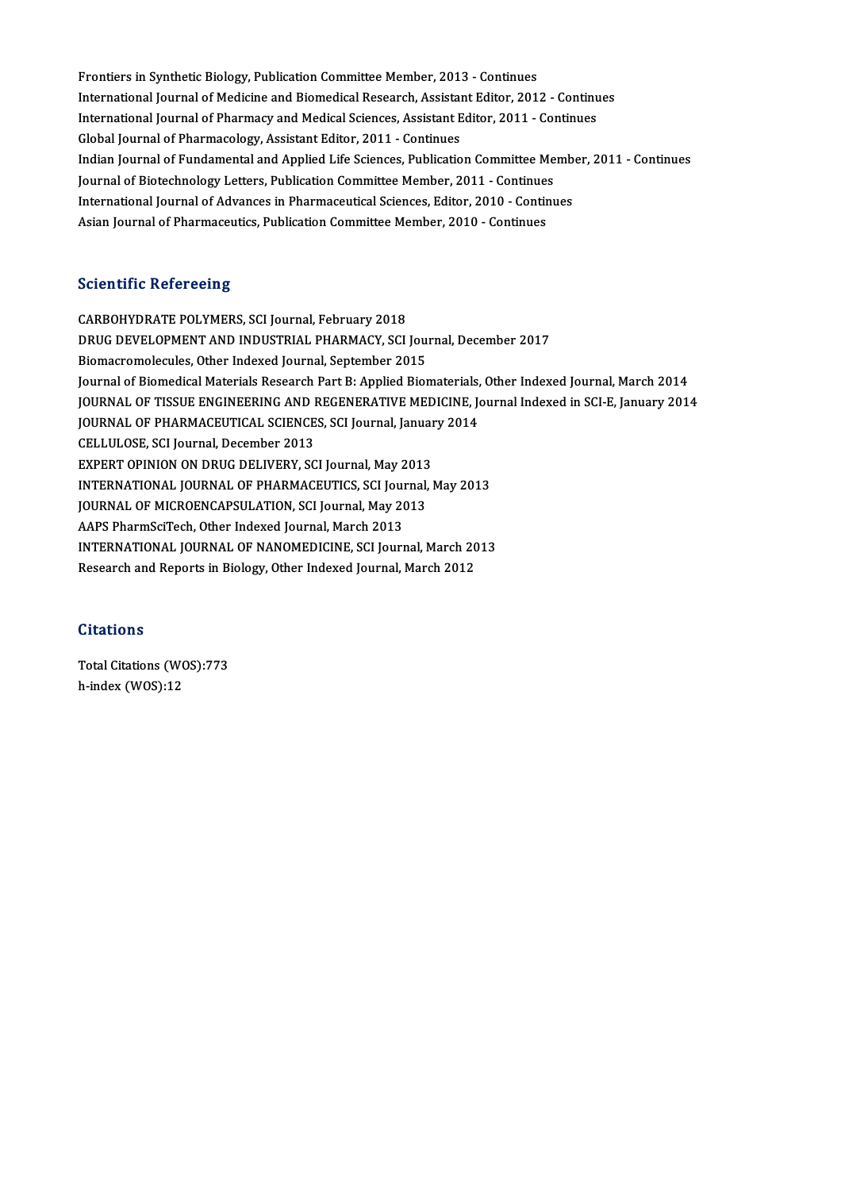Frontiers in Synthetic Biology, Publication Committee Member, 2013 - Continues
International Journal of Medicine and Biomedical Research, Assistant Editor, 2012 - Continues
International Journal of Pharmacy and Medical Sciences, Assistant Editor, 2011 - Continues
Global Journal of Pharmacology, Assistant Editor, 2011 - Continues
Indian Journal of Fundamental and Applied Life Sciences, Publication Committee Member, 2011 - Continues
Journal of Biotechnology Letters, Publication Committee Member, 2011 - Continues
International Journal of Advances in Pharmaceutical Sciences, Editor, 2010 - Continues
Asian Journal of Pharmaceutics, Publication Committee Member, 2010 - Continues

## Scientific Refereeing

CARBOHYDRATE POLYMERS, SCI Journal, February 2018
DRUG DEVELOPMENT AND INDUSTRIAL PHARMACY, SCI Journal, December 2017
Biomacromolecules, Other Indexed Journal, September 2015
Journal of Biomedical Materials Research Part B: Applied Biomaterials, Other Indexed Journal, March 2014
JOURNAL OF TISSUE ENGINEERING AND REGENERATIVE MEDICINE, Journal Indexed in SCI-E, January 2014
JOURNAL OF PHARMACEUTICAL SCIENCES, SCI Journal, January 2014
CELLULOSE, SCI Journal, December 2013
EXPERT OPINION ON DRUG DELIVERY, SCI Journal, May 2013
INTERNATIONAL JOURNAL OF PHARMACEUTICS, SCI Journal, May 2013
JOURNAL OF MICROENCAPSULATION, SCI Journal, May 2013
AAPS PharmSciTech, Other Indexed Journal, March 2013
INTERNATIONAL JOURNAL OF NANOMEDICINE, SCI Journal, March 2013
Research and Reports in Biology, Other Indexed Journal, March 2012

## Citations

Total Citations (WOS):773
h-index (WOS):12